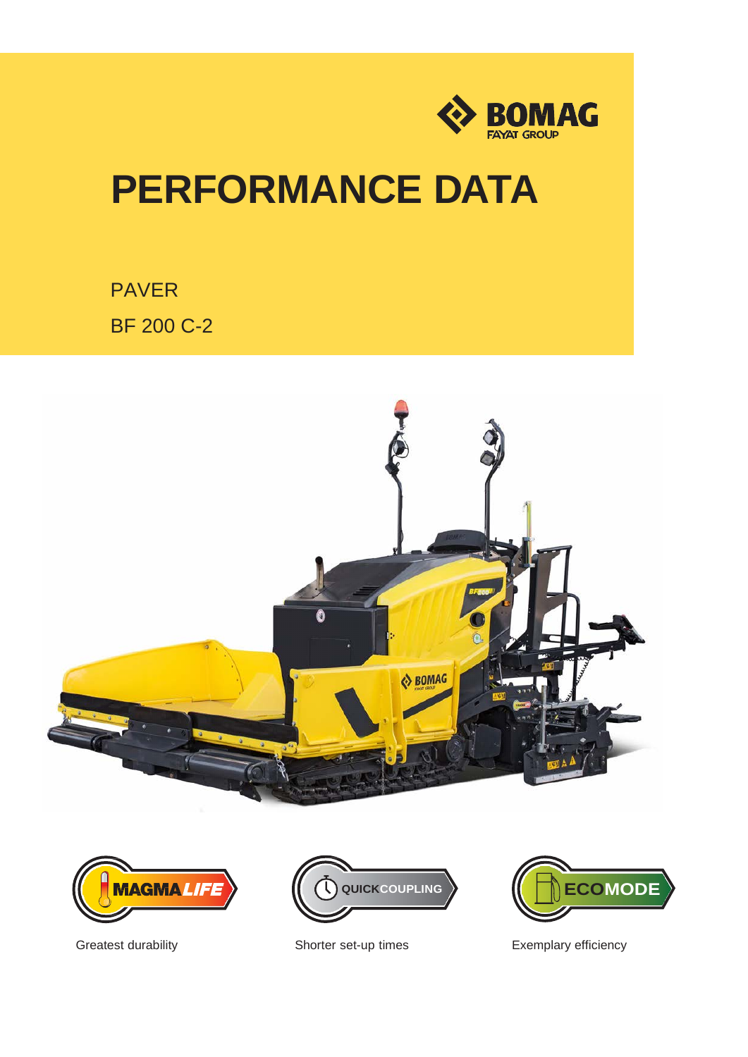BOMAG
FAYAT GROUP

# PERFORMANCE DATA

PAVER

BF 200 C-2

MAGMA LIFE

Greatest durability

QUICK COUPLING

Shorter set-up times

ECO MODE

Exemplary efficiency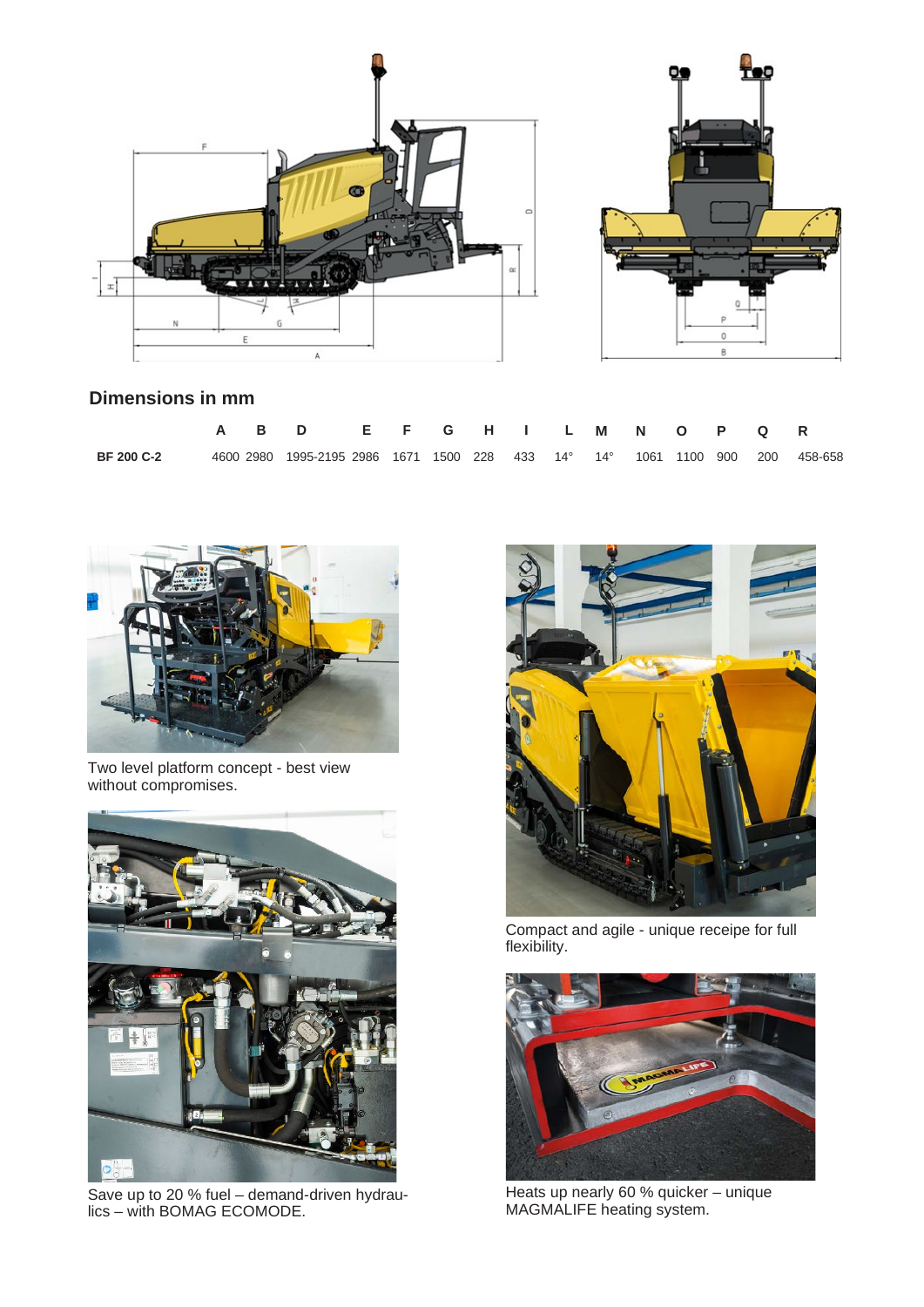## Dimensions in mm

| | A | B | D | E | F | G | H | I | L | M | N | O | P | Q | R |
|---|---|---|---|---|---|---|---|---|---|---|---|---|---|---|---|
| **BF 200 C-2** | 4600 | 2980 | 1995-2195 | 2986 | 1671 | 1500 | 228 | 433 | 14° | 14° | 1061 | 1100 | 900 | 200 | 458-658 |

Two level platform concept - best view without compromises.

Compact and agile - unique receipe for full flexibility.

Save up to 20 % fuel – demand-driven hydraulics – with BOMAG ECOMODE.

Heats up nearly 60 % quicker – unique MAGMALIFE heating system.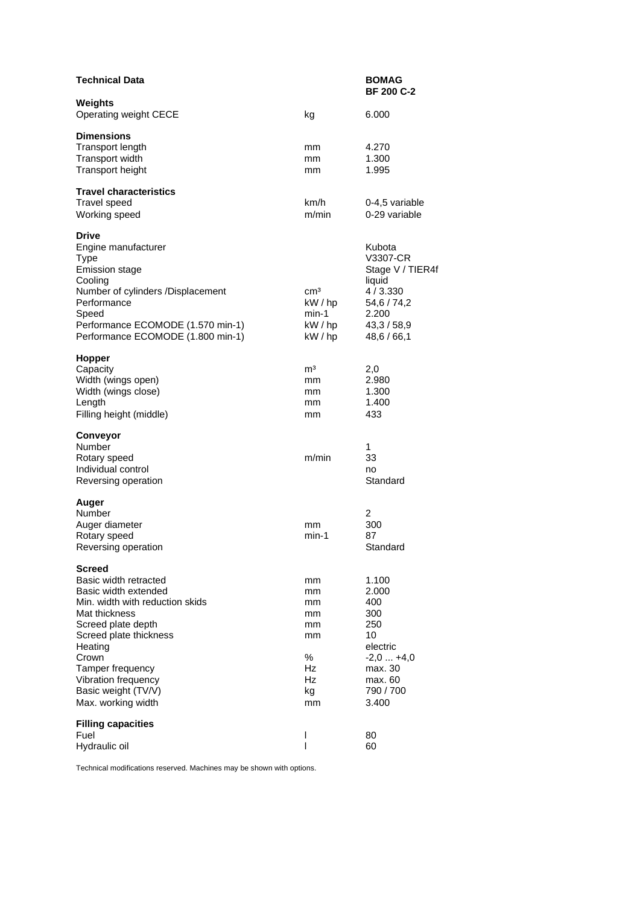| Technical Data | | BOMAG BF 200 C-2 |
|---|---|---|
| **Weights** | | |
| Operating weight CECE | kg | 6.000 |
| **Dimensions** | | |
| Transport length | mm | 4.270 |
| Transport width | mm | 1.300 |
| Transport height | mm | 1.995 |
| **Travel characteristics** | | |
| Travel speed | km/h | 0-4,5 variable |
| Working speed | m/min | 0-29 variable |
| **Drive** | | |
| Engine manufacturer | | Kubota |
| Type | | V3307-CR |
| Emission stage | | Stage V / TIER4f |
| Cooling | | liquid |
| Number of cylinders /Displacement | cm³ | 4 / 3.330 |
| Performance | kW / hp | 54,6 / 74,2 |
| Speed | min-1 | 2.200 |
| Performance ECOMODE (1.570 min-1) | kW / hp | 43,3 / 58,9 |
| Performance ECOMODE (1.800 min-1) | kW / hp | 48,6 / 66,1 |
| **Hopper** | | |
| Capacity | m³ | 2,0 |
| Width (wings open) | mm | 2.980 |
| Width (wings close) | mm | 1.300 |
| Length | mm | 1.400 |
| Filling height (middle) | mm | 433 |
| **Conveyor** | | |
| Number | | 1 |
| Rotary speed | m/min | 33 |
| Individual control | | no |
| Reversing operation | | Standard |
| **Auger** | | |
| Number | | 2 |
| Auger diameter | mm | 300 |
| Rotary speed | min-1 | 87 |
| Reversing operation | | Standard |
| **Screed** | | |
| Basic width retracted | mm | 1.100 |
| Basic width extended | mm | 2.000 |
| Min. width with reduction skids | mm | 400 |
| Mat thickness | mm | 300 |
| Screed plate depth | mm | 250 |
| Screed plate thickness | mm | 10 |
| Heating | | electric |
| Crown | % | -2,0 ... +4,0 |
| Tamper frequency | Hz | max. 30 |
| Vibration frequency | Hz | max. 60 |
| Basic weight (TV/V) | kg | 790 / 700 |
| Max. working width | mm | 3.400 |
| **Filling capacities** | | |
| Fuel | l | 80 |
| Hydraulic oil | l | 60 |

Technical modifications reserved. Machines may be shown with options.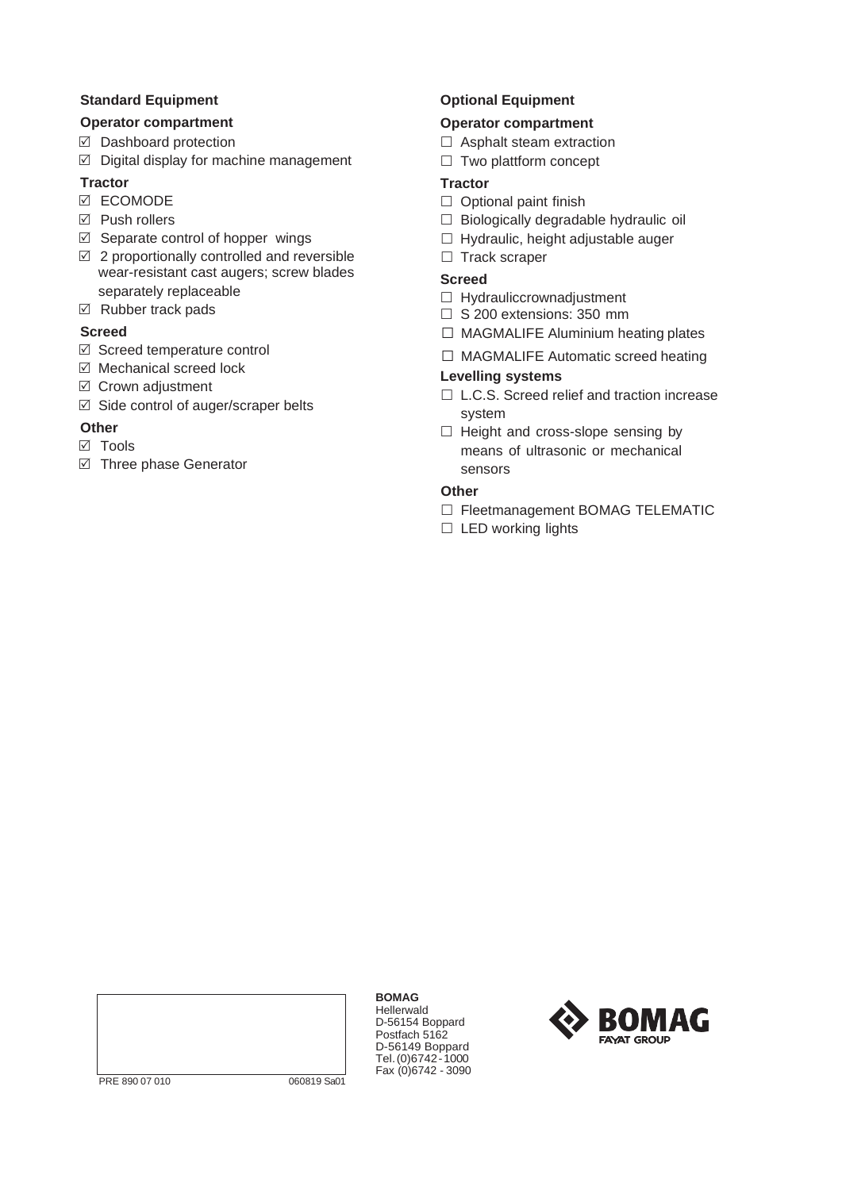## Standard Equipment

### Operator compartment

- ☑ Dashboard protection
- ☑ Digital display for machine management

### Tractor

- ☑ ECOMODE
- ☑ Push rollers
- ☑ Separate control of hopper wings
- ☑ 2 proportionally controlled and reversible wear-resistant cast augers; screw blades separately replaceable
- ☑ Rubber track pads

### Screed

- ☑ Screed temperature control
- ☑ Mechanical screed lock
- ☑ Crown adjustment
- ☑ Side control of auger/scraper belts

### Other

- ☑ Tools
- ☑ Three phase Generator

## Optional Equipment

### Operator compartment

- ☐ Asphalt steam extraction
- ☐ Two plattform concept

### Tractor

- ☐ Optional paint finish
- ☐ Biologically degradable hydraulic oil
- ☐ Hydraulic, height adjustable auger
- ☐ Track scraper

### Screed

- ☐ Hydrauliccrownadjustment
- ☐ S 200 extensions: 350 mm
- ☐ MAGMALIFE Aluminium heating plates
- ☐ MAGMALIFE Automatic screed heating

### Levelling systems

- ☐ L.C.S. Screed relief and traction increase system
- ☐ Height and cross-slope sensing by means of ultrasonic or mechanical sensors

### Other

- ☐ Fleetmanagement BOMAG TELEMATIC
- ☐ LED working lights

PRE 890 07 010 060819 Sa01

**BOMAG**
Hellerwald
D-56154 Boppard
Postfach 5162
D-56149 Boppard
Tel.(0)6742-1000
Fax (0)6742 - 3090

BOMAG
FAYAT GROUP